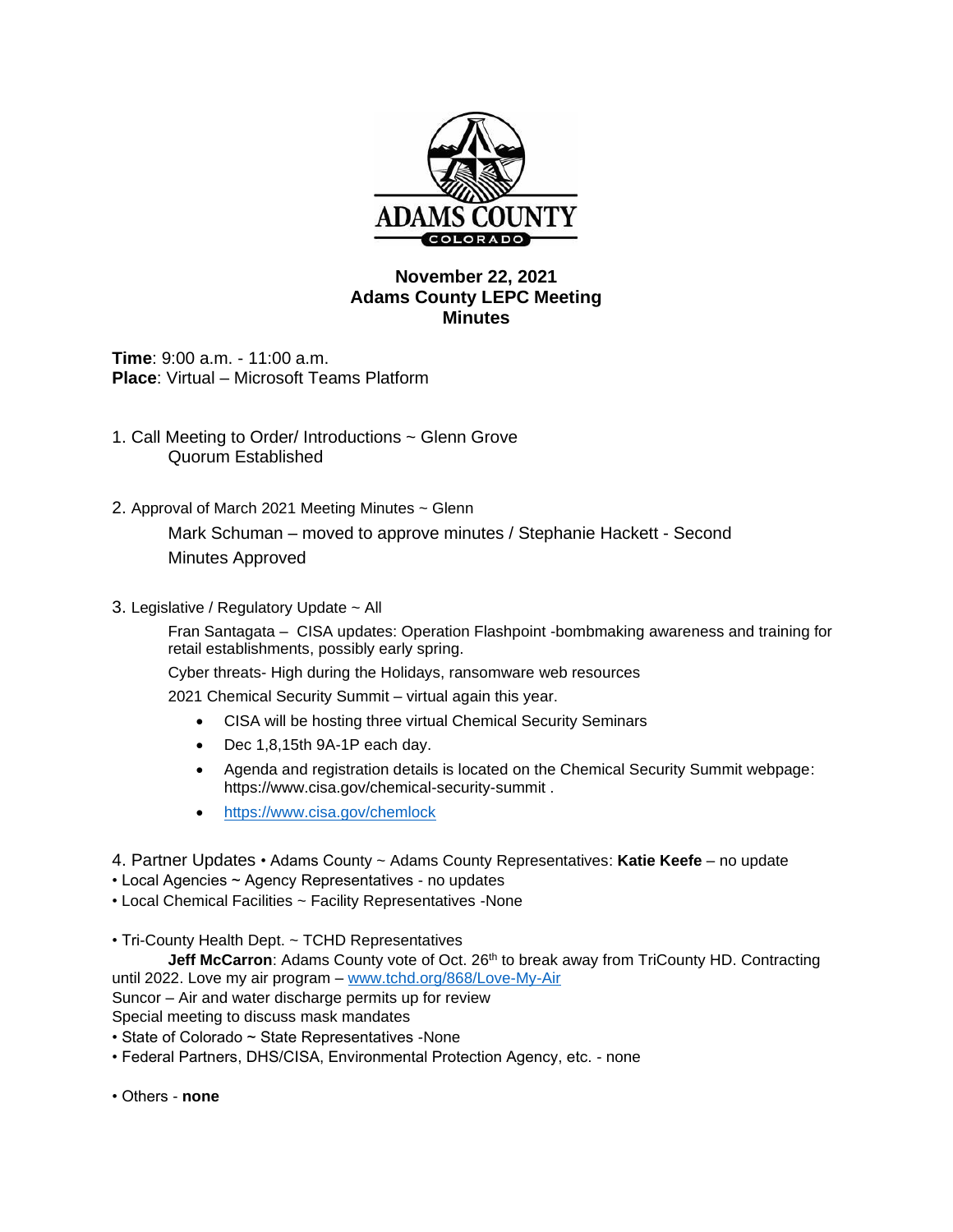ADAMS COUNTY
COLORADO

# November 22, 2021
# Adams County LEPC Meeting
# Minutes

**Time**: 9:00 a.m. - 11:00 a.m.
**Place**: Virtual – Microsoft Teams Platform

1. Call Meeting to Order/ Introductions ~ Glenn Grove
   Quorum Established

2. Approval of March 2021 Meeting Minutes ~ Glenn
   Mark Schuman – moved to approve minutes / Stephanie Hackett - Second
   Minutes Approved

3. Legislative / Regulatory Update ~ All
   Fran Santagata – CISA updates: Operation Flashpoint -bombmaking awareness and training for retail establishments, possibly early spring.
   Cyber threats- High during the Holidays, ransomware web resources
   2021 Chemical Security Summit – virtual again this year.
   - CISA will be hosting three virtual Chemical Security Seminars
   - Dec 1,8,15th 9A-1P each day.
   - Agenda and registration details is located on the Chemical Security Summit webpage: https://www.cisa.gov/chemical-security-summit .
   - https://www.cisa.gov/chemlock

4. Partner Updates • Adams County ~ Adams County Representatives: **Katie Keefe** – no update

• Local Agencies ~ Agency Representatives - no updates
• Local Chemical Facilities ~ Facility Representatives -None

• Tri-County Health Dept. ~ TCHD Representatives
**Jeff McCarron**: Adams County vote of Oct. 26th to break away from TriCounty HD. Contracting until 2022. Love my air program – www.tchd.org/868/Love-My-Air
Suncor – Air and water discharge permits up for review
Special meeting to discuss mask mandates
• State of Colorado ~ State Representatives -None
• Federal Partners, DHS/CISA, Environmental Protection Agency, etc. - none

• Others - **none**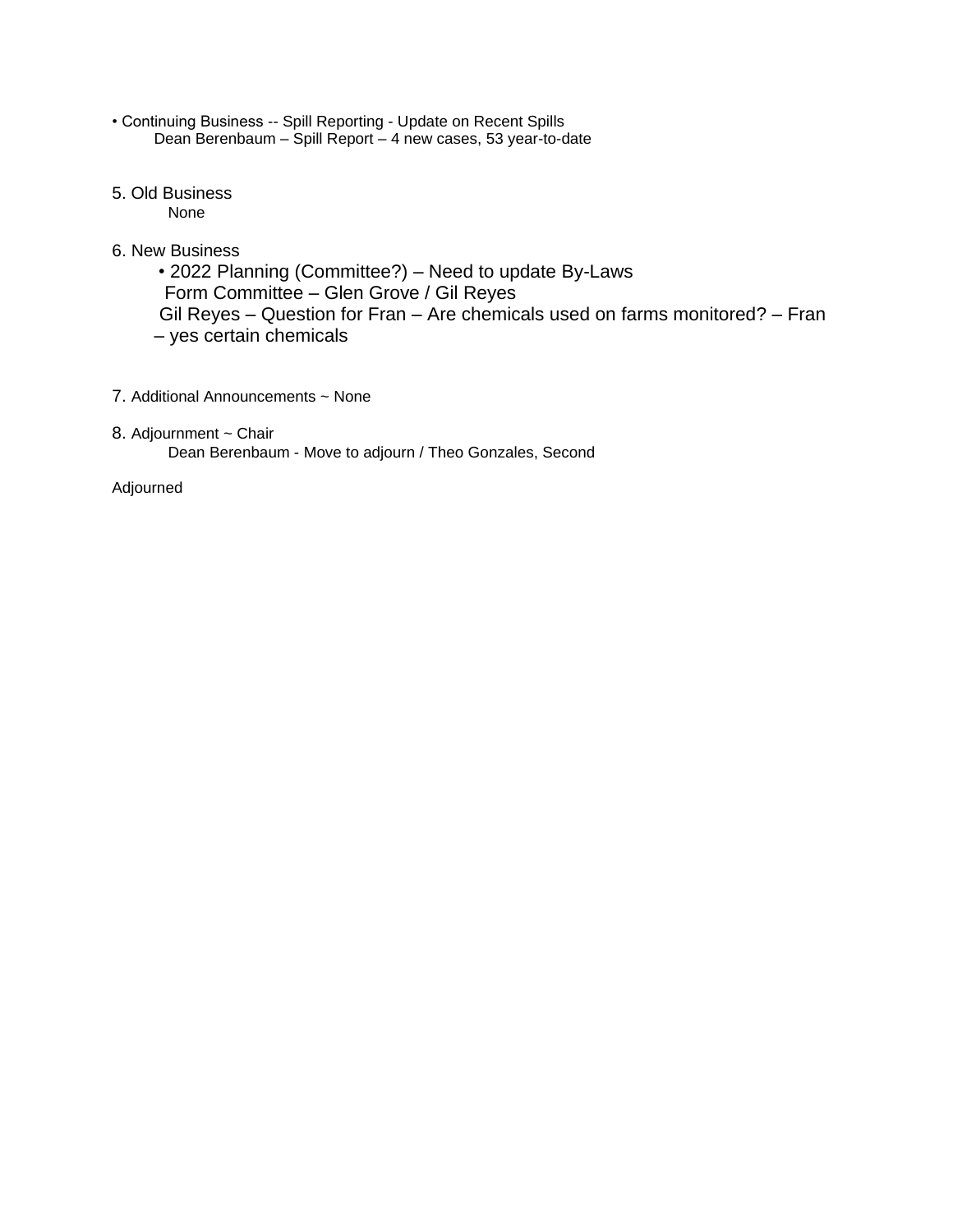- Continuing Business -- Spill Reporting - Update on Recent Spills
  Dean Berenbaum – Spill Report – 4 new cases, 53 year-to-date

5. Old Business
   None

6. New Business
   - 2022 Planning (Committee?) – Need to update By-Laws
     Form Committee – Glen Grove / Gil Reyes
     Gil Reyes – Question for Fran – Are chemicals used on farms monitored? – Fran – yes certain chemicals

7. Additional Announcements ~ None

8. Adjournment ~ Chair
   Dean Berenbaum - Move to adjourn / Theo Gonzales, Second

Adjourned